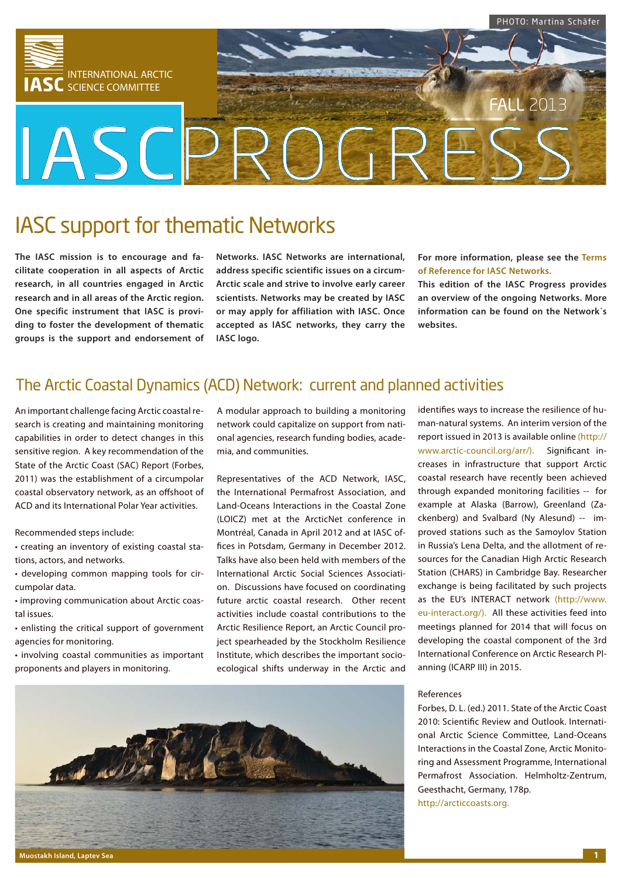PHOTO: Martina Schäfer

INTERNATIONAL ARCTIC SCIENCE COMMITTEE

FALL 2013

# IASC PROGRESS

## IASC support for thematic Networks

**The IASC mission is to encourage and facilitate cooperation in all aspects of Arctic research, in all countries engaged in Arctic research and in all areas of the Arctic region. One specific instrument that IASC is providing to foster the development of thematic groups is the support and endorsement of Networks. IASC Networks are international, address specific scientific issues on a circum-Arctic scale and strive to involve early career scientists. Networks may be created by IASC or may apply for affiliation with IASC. Once accepted as IASC networks, they carry the IASC logo.**

**For more information, please see the Terms of Reference for IASC Networks.**

**This edition of the IASC Progress provides an overview of the ongoing Networks. More information can be found on the Network´s websites.**

## The Arctic Coastal Dynamics (ACD) Network: current and planned activities

An important challenge facing Arctic coastal research is creating and maintaining monitoring capabilities in order to detect changes in this sensitive region. A key recommendation of the State of the Arctic Coast (SAC) Report (Forbes, 2011) was the establishment of a circumpolar coastal observatory network, as an offshoot of ACD and its International Polar Year activities.

Recommended steps include:

- creating an inventory of existing coastal stations, actors, and networks.
- developing common mapping tools for circumpolar data.
- improving communication about Arctic coastal issues.
- enlisting the critical support of government agencies for monitoring.
- involving coastal communities as important proponents and players in monitoring.

A modular approach to building a monitoring network could capitalize on support from national agencies, research funding bodies, academia, and communities.

Representatives of the ACD Network, IASC, the International Permafrost Association, and Land-Oceans Interactions in the Coastal Zone (LOICZ) met at the ArcticNet conference in Montréal, Canada in April 2012 and at IASC offices in Potsdam, Germany in December 2012. Talks have also been held with members of the International Arctic Social Sciences Association. Discussions have focused on coordinating future arctic coastal research. Other recent activities include coastal contributions to the Arctic Resilience Report, an Arctic Council project spearheaded by the Stockholm Resilience Institute, which describes the important socio-ecological shifts underway in the Arctic and identifies ways to increase the resilience of human-natural systems. An interim version of the report issued in 2013 is available online (http://www.arctic-council.org/arr/). Significant increases in infrastructure that support Arctic coastal research have recently been achieved through expanded monitoring facilities -- for example at Alaska (Barrow), Greenland (Zackenberg) and Svalbard (Ny Alesund) -- improved stations such as the Samoylov Station in Russia's Lena Delta, and the allotment of resources for the Canadian High Arctic Research Station (CHARS) in Cambridge Bay. Researcher exchange is being facilitated by such projects as the EU's INTERACT network (http://www.eu-interact.org/). All these activities feed into meetings planned for 2014 that will focus on developing the coastal component of the 3rd International Conference on Arctic Research Planning (ICARP III) in 2015.

References

Forbes, D. L. (ed.) 2011. State of the Arctic Coast 2010: Scientific Review and Outlook. International Arctic Science Committee, Land-Oceans Interactions in the Coastal Zone, Arctic Monitoring and Assessment Programme, International Permafrost Association. Helmholtz-Zentrum, Geesthacht, Germany, 178p.

http://arcticcoasts.org.

**Muostakh Island, Laptev Sea**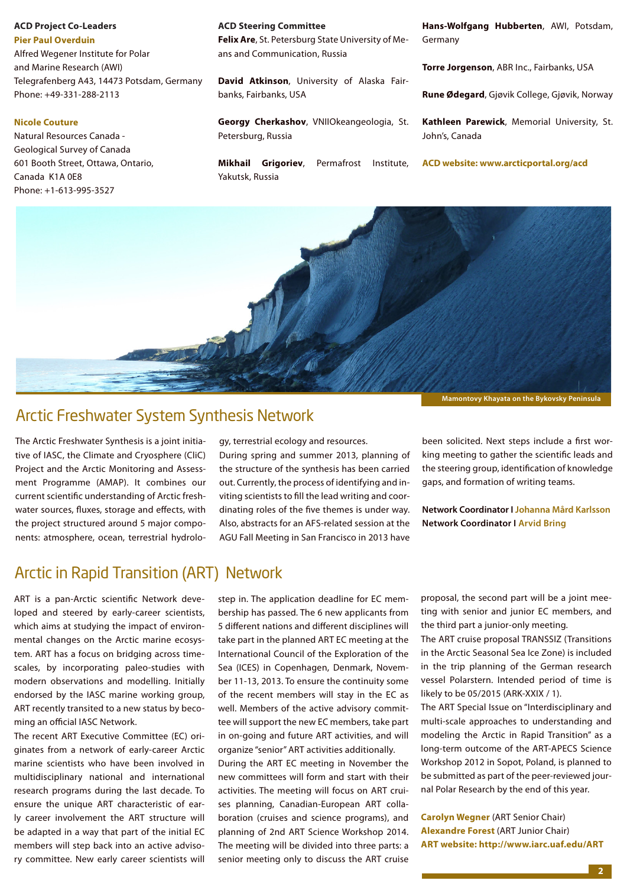**ACD Project Co-Leaders**

**Pier Paul Overduin**
Alfred Wegener Institute for Polar and Marine Research (AWI)
Telegrafenberg A43, 14473 Potsdam, Germany
Phone: +49-331-288-2113

**Nicole Couture**
Natural Resources Canada - Geological Survey of Canada
601 Booth Street, Ottawa, Ontario, Canada K1A 0E8
Phone: +1-613-995-3527

**ACD Steering Committee**

**Felix Are**, St. Petersburg State University of Means and Communication, Russia

**David Atkinson**, University of Alaska Fairbanks, Fairbanks, USA

**Georgy Cherkashov**, VNIIOkeangeologia, St. Petersburg, Russia

**Mikhail Grigoriev**, Permafrost Institute, Yakutsk, Russia

**Hans-Wolfgang Hubberten**, AWI, Potsdam, Germany

**Torre Jorgenson**, ABR Inc., Fairbanks, USA

**Rune Ødegard**, Gjøvik College, Gjøvik, Norway

**Kathleen Parewick**, Memorial University, St. John's, Canada

**ACD website: www.arcticportal.org/acd**

Mamontovy Khayata on the Bykovsky Peninsula

## Arctic Freshwater System Synthesis Network

The Arctic Freshwater Synthesis is a joint initiative of IASC, the Climate and Cryosphere (CliC) Project and the Arctic Monitoring and Assessment Programme (AMAP). It combines our current scientific understanding of Arctic freshwater sources, fluxes, storage and effects, with the project structured around 5 major components: atmosphere, ocean, terrestrial hydrology, terrestrial ecology and resources.

During spring and summer 2013, planning of the structure of the synthesis has been carried out. Currently, the process of identifying and inviting scientists to fill the lead writing and coordinating roles of the five themes is under way. Also, abstracts for an AFS-related session at the AGU Fall Meeting in San Francisco in 2013 have been solicited. Next steps include a first working meeting to gather the scientific leads and the steering group, identification of knowledge gaps, and formation of writing teams.

**Network Coordinator I Johanna Mård Karlsson**
**Network Coordinator I Arvid Bring**

## Arctic in Rapid Transition (ART) Network

ART is a pan-Arctic scientific Network developed and steered by early-career scientists, which aims at studying the impact of environmental changes on the Arctic marine ecosystem. ART has a focus on bridging across timescales, by incorporating paleo-studies with modern observations and modelling. Initially endorsed by the IASC marine working group, ART recently transited to a new status by becoming an official IASC Network.

The recent ART Executive Committee (EC) originates from a network of early-career Arctic marine scientists who have been involved in multidisciplinary national and international research programs during the last decade. To ensure the unique ART characteristic of early career involvement the ART structure will be adapted in a way that part of the initial EC members will step back into an active advisory committee. New early career scientists will step in. The application deadline for EC membership has passed. The 6 new applicants from 5 different nations and different disciplines will take part in the planned ART EC meeting at the International Council of the Exploration of the Sea (ICES) in Copenhagen, Denmark, November 11-13, 2013. To ensure the continuity some of the recent members will stay in the EC as well. Members of the active advisory committee will support the new EC members, take part in on-going and future ART activities, and will organize "senior" ART activities additionally.

During the ART EC meeting in November the new committees will form and start with their activities. The meeting will focus on ART cruises planning, Canadian-European ART collaboration (cruises and science programs), and planning of 2nd ART Science Workshop 2014. The meeting will be divided into three parts: a senior meeting only to discuss the ART cruise proposal, the second part will be a joint meeting with senior and junior EC members, and the third part a junior-only meeting.

The ART cruise proposal TRANSSIZ (Transitions in the Arctic Seasonal Sea Ice Zone) is included in the trip planning of the German research vessel Polarstern. Intended period of time is likely to be 05/2015 (ARK-XXIX / 1).

The ART Special Issue on "Interdisciplinary and multi-scale approaches to understanding and modeling the Arctic in Rapid Transition" as a long-term outcome of the ART-APECS Science Workshop 2012 in Sopot, Poland, is planned to be submitted as part of the peer-reviewed journal Polar Research by the end of this year.

**Carolyn Wegner** (ART Senior Chair)
**Alexandre Forest** (ART Junior Chair)
**ART website: http://www.iarc.uaf.edu/ART**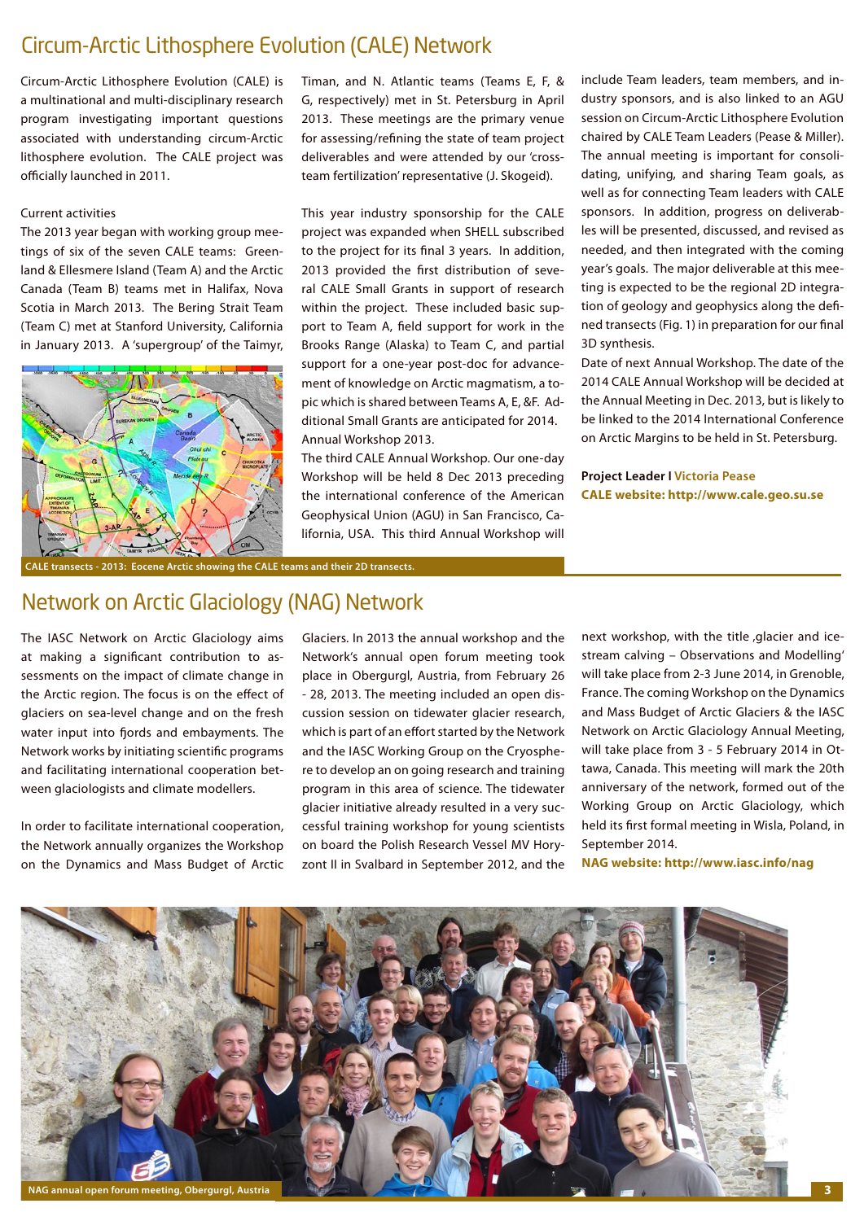# Circum-Arctic Lithosphere Evolution (CALE) Network

Circum-Arctic Lithosphere Evolution (CALE) is a multinational and multi-disciplinary research program investigating important questions associated with understanding circum-Arctic lithosphere evolution. The CALE project was officially launched in 2011.

Current activities

The 2013 year began with working group meetings of six of the seven CALE teams: Greenland & Ellesmere Island (Team A) and the Arctic Canada (Team B) teams met in Halifax, Nova Scotia in March 2013. The Bering Strait Team (Team C) met at Stanford University, California in January 2013. A 'supergroup' of the Taimyr, Timan, and N. Atlantic teams (Teams E, F, & G, respectively) met in St. Petersburg in April 2013. These meetings are the primary venue for assessing/refining the state of team project deliverables and were attended by our 'cross-team fertilization' representative (J. Skogeid).

This year industry sponsorship for the CALE project was expanded when SHELL subscribed to the project for its final 3 years. In addition, 2013 provided the first distribution of several CALE Small Grants in support of research within the project. These included basic support to Team A, field support for work in the Brooks Range (Alaska) to Team C, and partial support for a one-year post-doc for advancement of knowledge on Arctic magmatism, a topic which is shared between Teams A, E, &F. Additional Small Grants are anticipated for 2014.

Annual Workshop 2013.

The third CALE Annual Workshop. Our one-day Workshop will be held 8 Dec 2013 preceding the international conference of the American Geophysical Union (AGU) in San Francisco, California, USA. This third Annual Workshop will include Team leaders, team members, and industry sponsors, and is also linked to an AGU session on Circum-Arctic Lithosphere Evolution chaired by CALE Team Leaders (Pease & Miller). The annual meeting is important for consolidating, unifying, and sharing Team goals, as well as for connecting Team leaders with CALE sponsors. In addition, progress on deliverables will be presented, discussed, and revised as needed, and then integrated with the coming year's goals. The major deliverable at this meeting is expected to be the regional 2D integration of geology and geophysics along the defined transects (Fig. 1) in preparation for our final 3D synthesis.

Date of next Annual Workshop. The date of the 2014 CALE Annual Workshop will be decided at the Annual Meeting in Dec. 2013, but is likely to be linked to the 2014 International Conference on Arctic Margins to be held in St. Petersburg.

CALE transects - 2013: Eocene Arctic showing the CALE teams and their 2D transects.

**Project Leader I Victoria Pease**
**CALE website: http://www.cale.geo.su.se**

# Network on Arctic Glaciology (NAG) Network

The IASC Network on Arctic Glaciology aims at making a significant contribution to assessments on the impact of climate change in the Arctic region. The focus is on the effect of glaciers on sea-level change and on the fresh water input into fjords and embayments. The Network works by initiating scientific programs and facilitating international cooperation between glaciologists and climate modellers.

In order to facilitate international cooperation, the Network annually organizes the Workshop on the Dynamics and Mass Budget of Arctic Glaciers. In 2013 the annual workshop and the Network's annual open forum meeting took place in Obergurgl, Austria, from February 26 - 28, 2013. The meeting included an open discussion session on tidewater glacier research, which is part of an effort started by the Network and the IASC Working Group on the Cryosphere to develop an on going research and training program in this area of science. The tidewater glacier initiative already resulted in a very successful training workshop for young scientists on board the Polish Research Vessel MV Horyzont II in Svalbard in September 2012, and the next workshop, with the title ‚glacier and ice-stream calving – Observations and Modelling' will take place from 2-3 June 2014, in Grenoble, France. The coming Workshop on the Dynamics and Mass Budget of Arctic Glaciers & the IASC Network on Arctic Glaciology Annual Meeting, will take place from 3 - 5 February 2014 in Ottawa, Canada. This meeting will mark the 20th anniversary of the network, formed out of the Working Group on Arctic Glaciology, which held its first formal meeting in Wisla, Poland, in September 2014.

**NAG website: http://www.iasc.info/nag**

NAG annual open forum meeting, Obergurgl, Austria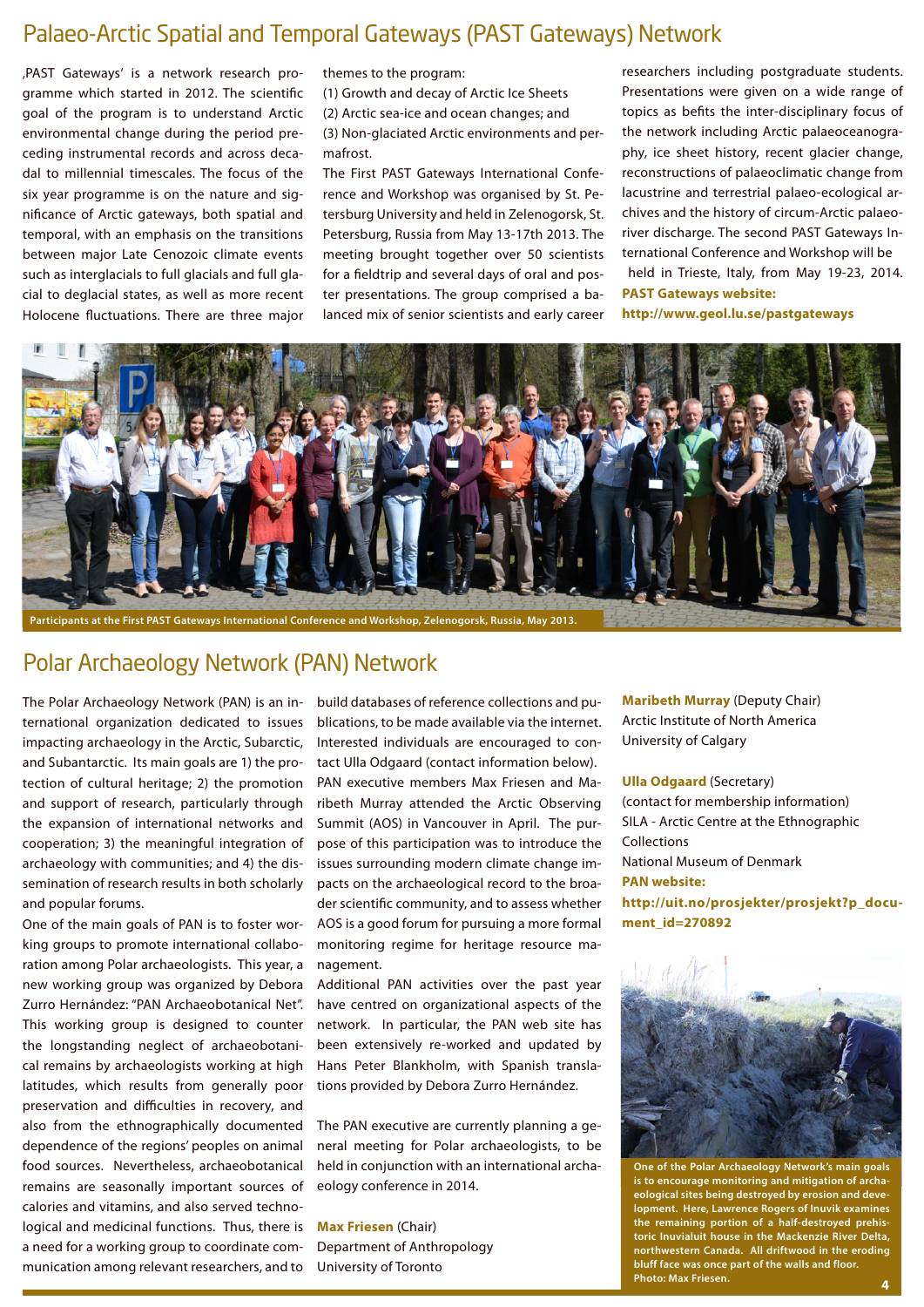## Palaeo-Arctic Spatial and Temporal Gateways (PAST Gateways) Network

'PAST Gateways' is a network research programme which started in 2012. The scientific goal of the program is to understand Arctic environmental change during the period preceding instrumental records and across decadal to millennial timescales. The focus of the six year programme is on the nature and significance of Arctic gateways, both spatial and temporal, with an emphasis on the transitions between major Late Cenozoic climate events such as interglacials to full glacials and full glacial to deglacial states, as well as more recent Holocene fluctuations. There are three major themes to the program:

(1) Growth and decay of Arctic Ice Sheets
(2) Arctic sea-ice and ocean changes; and
(3) Non-glaciated Arctic environments and permafrost.

The First PAST Gateways International Conference and Workshop was organised by St. Petersburg University and held in Zelenogorsk, St. Petersburg, Russia from May 13-17th 2013. The meeting brought together over 50 scientists for a fieldtrip and several days of oral and poster presentations. The group comprised a balanced mix of senior scientists and early career researchers including postgraduate students. Presentations were given on a wide range of topics as befits the inter-disciplinary focus of the network including Arctic palaeoceanography, ice sheet history, recent glacier change, reconstructions of palaeoclimatic change from lacustrine and terrestrial palaeo-ecological archives and the history of circum-Arctic palaeoriver discharge. The second PAST Gateways International Conference and Workshop will be held in Trieste, Italy, from May 19-23, 2014.

**PAST Gateways website:**
**http://www.geol.lu.se/pastgateways**

Participants at the First PAST Gateways International Conference and Workshop, Zelenogorsk, Russia, May 2013.

## Polar Archaeology Network (PAN) Network

The Polar Archaeology Network (PAN) is an international organization dedicated to issues impacting archaeology in the Arctic, Subarctic, and Subantarctic. Its main goals are 1) the protection of cultural heritage; 2) the promotion and support of research, particularly through the expansion of international networks and cooperation; 3) the meaningful integration of archaeology with communities; and 4) the dissemination of research results in both scholarly and popular forums.

One of the main goals of PAN is to foster working groups to promote international collaboration among Polar archaeologists. This year, a new working group was organized by Debora Zurro Hernández: "PAN Archaeobotanical Net". This working group is designed to counter the longstanding neglect of archaeobotanical remains by archaeologists working at high latitudes, which results from generally poor preservation and difficulties in recovery, and also from the ethnographically documented dependence of the regions' peoples on animal food sources. Nevertheless, archaeobotanical remains are seasonally important sources of calories and vitamins, and also served technological and medicinal functions. Thus, there is a need for a working group to coordinate communication among relevant researchers, and to build databases of reference collections and publications, to be made available via the internet. Interested individuals are encouraged to contact Ulla Odgaard (contact information below).

PAN executive members Max Friesen and Maribeth Murray attended the Arctic Observing Summit (AOS) in Vancouver in April. The purpose of this participation was to introduce the issues surrounding modern climate change impacts on the archaeological record to the broader scientific community, and to assess whether AOS is a good forum for pursuing a more formal monitoring regime for heritage resource management.

Additional PAN activities over the past year have centred on organizational aspects of the network. In particular, the PAN web site has been extensively re-worked and updated by Hans Peter Blankholm, with Spanish translations provided by Debora Zurro Hernández.

The PAN executive are currently planning a general meeting for Polar archaeologists, to be held in conjunction with an international archaeology conference in 2014.

**Max Friesen** (Chair)
Department of Anthropology
University of Toronto

**Maribeth Murray** (Deputy Chair)
Arctic Institute of North America
University of Calgary

**Ulla Odgaard** (Secretary)
(contact for membership information)
SILA - Arctic Centre at the Ethnographic Collections
National Museum of Denmark

**PAN website:**
**http://uit.no/prosjekter/prosjekt?p_document_id=270892**

One of the Polar Archaeology Network's main goals is to encourage monitoring and mitigation of archaeological sites being destroyed by erosion and development. Here, Lawrence Rogers of Inuvik examines the remaining portion of a half-destroyed prehistoric Inuvialuit house in the Mackenzie River Delta, northwestern Canada. All driftwood in the eroding bluff face was once part of the walls and floor. Photo: Max Friesen.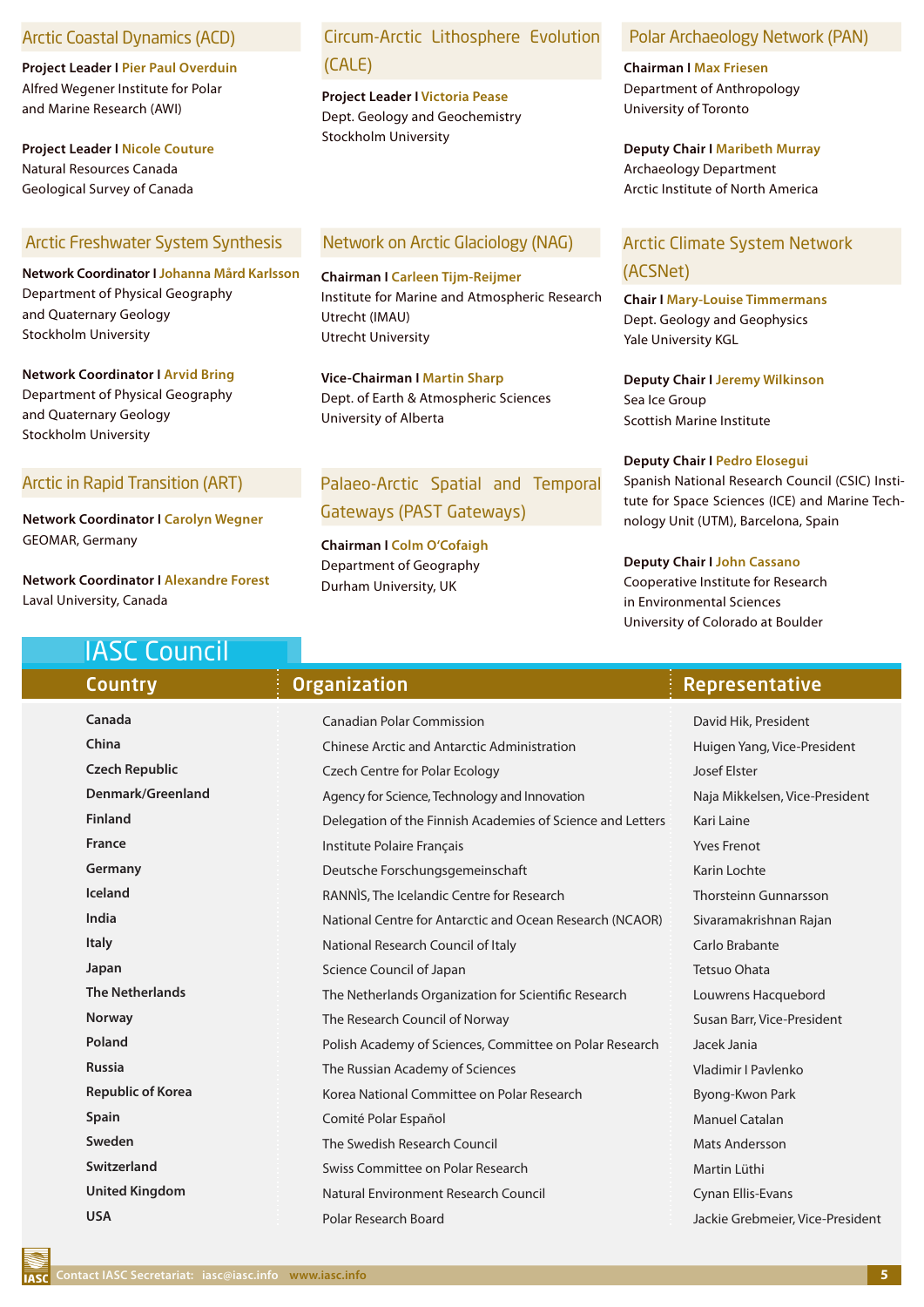## Arctic Coastal Dynamics (ACD)

**Project Leader I** Pier Paul Overduin
Alfred Wegener Institute for Polar and Marine Research (AWI)

**Project Leader I** Nicole Couture
Natural Resources Canada
Geological Survey of Canada

## Arctic Freshwater System Synthesis

**Network Coordinator I** Johanna Mård Karlsson
Department of Physical Geography and Quaternary Geology
Stockholm University

**Network Coordinator I** Arvid Bring
Department of Physical Geography and Quaternary Geology
Stockholm University

## Arctic in Rapid Transition (ART)

**Network Coordinator I** Carolyn Wegner
GEOMAR, Germany

**Network Coordinator I** Alexandre Forest
Laval University, Canada

## Circum-Arctic Lithosphere Evolution (CALE)

**Project Leader I** Victoria Pease
Dept. Geology and Geochemistry
Stockholm University

## Network on Arctic Glaciology (NAG)

**Chairman I** Carleen Tijm-Reijmer
Institute for Marine and Atmospheric Research Utrecht (IMAU)
Utrecht University

**Vice-Chairman I** Martin Sharp
Dept. of Earth & Atmospheric Sciences
University of Alberta

## Palaeo-Arctic Spatial and Temporal Gateways (PAST Gateways)

**Chairman I** Colm O'Cofaigh
Department of Geography
Durham University, UK

## Polar Archaeology Network (PAN)

**Chairman I** Max Friesen
Department of Anthropology
University of Toronto

**Deputy Chair I** Maribeth Murray
Archaeology Department
Arctic Institute of North America

## Arctic Climate System Network (ACSNet)

**Chair I** Mary-Louise Timmermans
Dept. Geology and Geophysics
Yale University KGL

**Deputy Chair I** Jeremy Wilkinson
Sea Ice Group
Scottish Marine Institute

**Deputy Chair I** Pedro Elosegui
Spanish National Research Council (CSIC) Institute for Space Sciences (ICE) and Marine Technology Unit (UTM), Barcelona, Spain

**Deputy Chair I** John Cassano
Cooperative Institute for Research in Environmental Sciences
University of Colorado at Boulder

## IASC Council

| Country | Organization | Representative |
|---|---|---|
| Canada | Canadian Polar Commission | David Hik, President |
| China | Chinese Arctic and Antarctic Administration | Huigen Yang, Vice-President |
| Czech Republic | Czech Centre for Polar Ecology | Josef Elster |
| Denmark/Greenland | Agency for Science, Technology and Innovation | Naja Mikkelsen, Vice-President |
| Finland | Delegation of the Finnish Academies of Science and Letters | Kari Laine |
| France | Institute Polaire Français | Yves Frenot |
| Germany | Deutsche Forschungsgemeinschaft | Karin Lochte |
| Iceland | RANNÌS, The Icelandic Centre for Research | Thorsteinn Gunnarsson |
| India | National Centre for Antarctic and Ocean Research (NCAOR) | Sivaramakrishnan Rajan |
| Italy | National Research Council of Italy | Carlo Brabante |
| Japan | Science Council of Japan | Tetsuo Ohata |
| The Netherlands | The Netherlands Organization for Scientific Research | Louwrens Hacquebord |
| Norway | The Research Council of Norway | Susan Barr, Vice-President |
| Poland | Polish Academy of Sciences, Committee on Polar Research | Jacek Jania |
| Russia | The Russian Academy of Sciences | Vladimir I Pavlenko |
| Republic of Korea | Korea National Committee on Polar Research | Byong-Kwon Park |
| Spain | Comité Polar Español | Manuel Catalan |
| Sweden | The Swedish Research Council | Mats Andersson |
| Switzerland | Swiss Committee on Polar Research | Martin Lüthi |
| United Kingdom | Natural Environment Research Council | Cynan Ellis-Evans |
| USA | Polar Research Board | Jackie Grebmeier, Vice-President |

Contact IASC Secretariat: iasc@iasc.info www.iasc.info